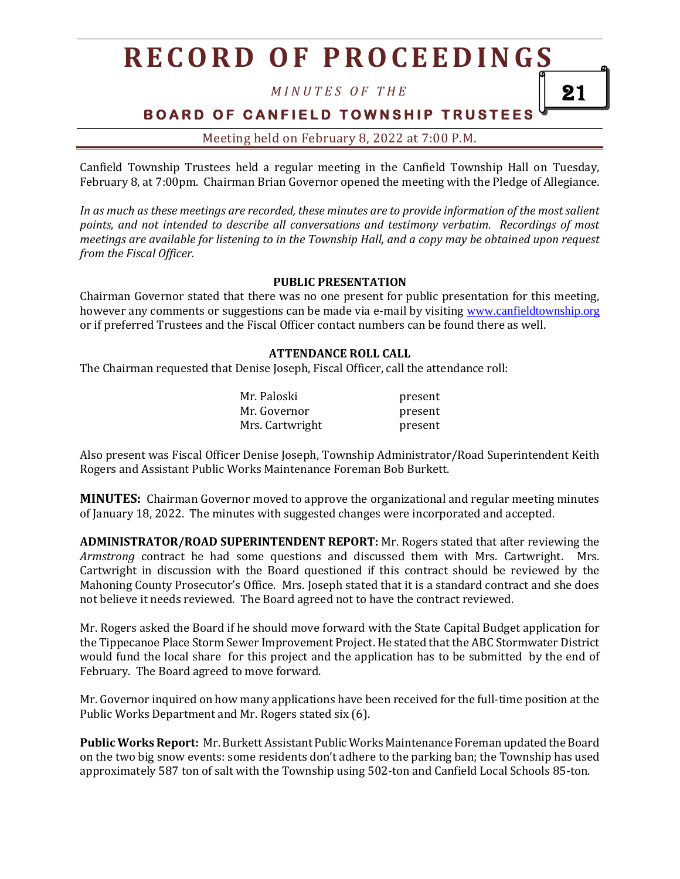# RECORD OF PROCEEDINGS

*MINUTES OF THE*

**BOARD OF CANFIELD TOWNSHIP TRUSTEES**

Meeting held on February 8, 2022 at 7:00 P.M.

Canfield Township Trustees held a regular meeting in the Canfield Township Hall on Tuesday, February 8, at 7:00pm. Chairman Brian Governor opened the meeting with the Pledge of Allegiance.

*In as much as these meetings are recorded, these minutes are to provide information of the most salient points, and not intended to describe all conversations and testimony verbatim. Recordings of most meetings are available for listening to in the Township Hall, and a copy may be obtained upon request from the Fiscal Officer.*

**PUBLIC PRESENTATION**

Chairman Governor stated that there was no one present for public presentation for this meeting, however any comments or suggestions can be made via e-mail by visiting www.canfieldtownship.org or if preferred Trustees and the Fiscal Officer contact numbers can be found there as well.

**ATTENDANCE ROLL CALL**

The Chairman requested that Denise Joseph, Fiscal Officer, call the attendance roll:

| | |
|---|---|
| Mr. Paloski | present |
| Mr. Governor | present |
| Mrs. Cartwright | present |

Also present was Fiscal Officer Denise Joseph, Township Administrator/Road Superintendent Keith Rogers and Assistant Public Works Maintenance Foreman Bob Burkett.

**MINUTES:** Chairman Governor moved to approve the organizational and regular meeting minutes of January 18, 2022. The minutes with suggested changes were incorporated and accepted.

**ADMINISTRATOR/ROAD SUPERINTENDENT REPORT:** Mr. Rogers stated that after reviewing the *Armstrong* contract he had some questions and discussed them with Mrs. Cartwright. Mrs. Cartwright in discussion with the Board questioned if this contract should be reviewed by the Mahoning County Prosecutor's Office. Mrs. Joseph stated that it is a standard contract and she does not believe it needs reviewed. The Board agreed not to have the contract reviewed.

Mr. Rogers asked the Board if he should move forward with the State Capital Budget application for the Tippecanoe Place Storm Sewer Improvement Project. He stated that the ABC Stormwater District would fund the local share for this project and the application has to be submitted by the end of February. The Board agreed to move forward.

Mr. Governor inquired on how many applications have been received for the full-time position at the Public Works Department and Mr. Rogers stated six (6).

**Public Works Report:** Mr. Burkett Assistant Public Works Maintenance Foreman updated the Board on the two big snow events: some residents don't adhere to the parking ban; the Township has used approximately 587 ton of salt with the Township using 502-ton and Canfield Local Schools 85-ton.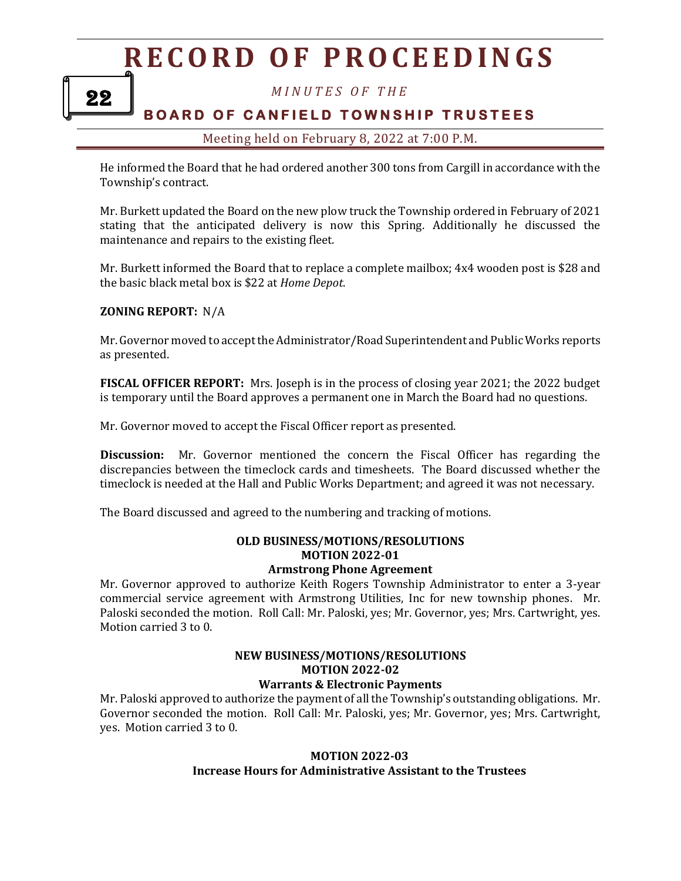He informed the Board that he had ordered another 300 tons from Cargill in accordance with the Township's contract.

Mr. Burkett updated the Board on the new plow truck the Township ordered in February of 2021 stating that the anticipated delivery is now this Spring. Additionally he discussed the maintenance and repairs to the existing fleet.

Mr. Burkett informed the Board that to replace a complete mailbox; 4x4 wooden post is $28 and the basic black metal box is $22 at *Home Depot*.

**ZONING REPORT:** N/A

Mr. Governor moved to accept the Administrator/Road Superintendent and Public Works reports as presented.

**FISCAL OFFICER REPORT:** Mrs. Joseph is in the process of closing year 2021; the 2022 budget is temporary until the Board approves a permanent one in March the Board had no questions.

Mr. Governor moved to accept the Fiscal Officer report as presented.

**Discussion:** Mr. Governor mentioned the concern the Fiscal Officer has regarding the discrepancies between the timeclock cards and timesheets. The Board discussed whether the timeclock is needed at the Hall and Public Works Department; and agreed it was not necessary.

The Board discussed and agreed to the numbering and tracking of motions.

**OLD BUSINESS/MOTIONS/RESOLUTIONS**
**MOTION 2022-01**
**Armstrong Phone Agreement**

Mr. Governor approved to authorize Keith Rogers Township Administrator to enter a 3-year commercial service agreement with Armstrong Utilities, Inc for new township phones. Mr. Paloski seconded the motion. Roll Call: Mr. Paloski, yes; Mr. Governor, yes; Mrs. Cartwright, yes. Motion carried 3 to 0.

**NEW BUSINESS/MOTIONS/RESOLUTIONS**
**MOTION 2022-02**
**Warrants & Electronic Payments**

Mr. Paloski approved to authorize the payment of all the Township's outstanding obligations. Mr. Governor seconded the motion. Roll Call: Mr. Paloski, yes; Mr. Governor, yes; Mrs. Cartwright, yes. Motion carried 3 to 0.

**MOTION 2022-03**
**Increase Hours for Administrative Assistant to the Trustees**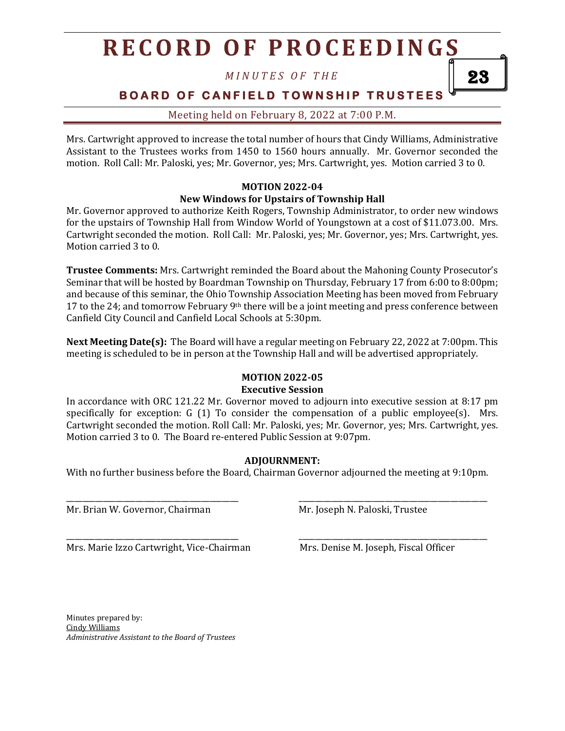Mrs. Cartwright approved to increase the total number of hours that Cindy Williams, Administrative Assistant to the Trustees works from 1450 to 1560 hours annually. Mr. Governor seconded the motion. Roll Call: Mr. Paloski, yes; Mr. Governor, yes; Mrs. Cartwright, yes. Motion carried 3 to 0.

**MOTION 2022-04**
**New Windows for Upstairs of Township Hall**

Mr. Governor approved to authorize Keith Rogers, Township Administrator, to order new windows for the upstairs of Township Hall from Window World of Youngstown at a cost of $11.073.00. Mrs. Cartwright seconded the motion. Roll Call: Mr. Paloski, yes; Mr. Governor, yes; Mrs. Cartwright, yes. Motion carried 3 to 0.

**Trustee Comments:** Mrs. Cartwright reminded the Board about the Mahoning County Prosecutor's Seminar that will be hosted by Boardman Township on Thursday, February 17 from 6:00 to 8:00pm; and because of this seminar, the Ohio Township Association Meeting has been moved from February 17 to the 24; and tomorrow February 9th there will be a joint meeting and press conference between Canfield City Council and Canfield Local Schools at 5:30pm.

**Next Meeting Date(s):** The Board will have a regular meeting on February 22, 2022 at 7:00pm. This meeting is scheduled to be in person at the Township Hall and will be advertised appropriately.

**MOTION 2022-05**
**Executive Session**

In accordance with ORC 121.22 Mr. Governor moved to adjourn into executive session at 8:17 pm specifically for exception: G (1) To consider the compensation of a public employee(s). Mrs. Cartwright seconded the motion. Roll Call: Mr. Paloski, yes; Mr. Governor, yes; Mrs. Cartwright, yes. Motion carried 3 to 0. The Board re-entered Public Session at 9:07pm.

**ADJOURNMENT:**

With no further business before the Board, Chairman Governor adjourned the meeting at 9:10pm.

___________________________________ ___________________________________
Mr. Brian W. Governor, Chairman Mr. Joseph N. Paloski, Trustee

___________________________________ ___________________________________
Mrs. Marie Izzo Cartwright, Vice-Chairman Mrs. Denise M. Joseph, Fiscal Officer

Minutes prepared by:
Cindy Williams
*Administrative Assistant to the Board of Trustees*